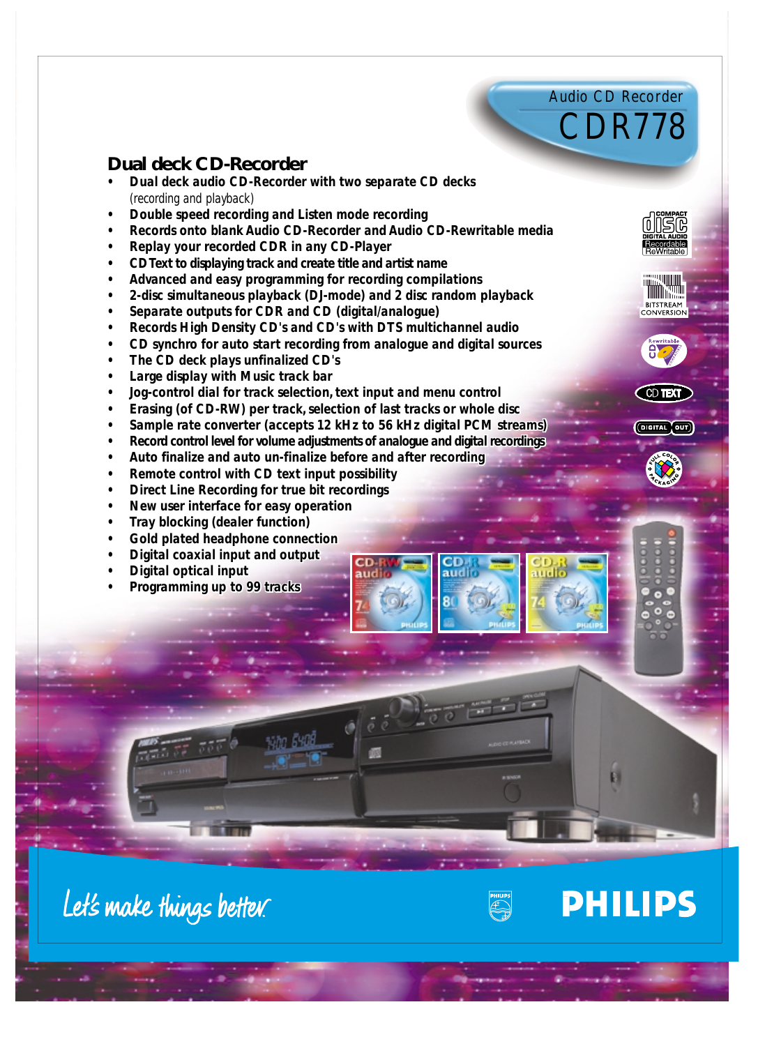Audio CD Recorder

# CDR778

## Dual deck CD-Recorder

- Dual deck audio CD-Recorder with two separate CD decks (recording and playback)
- Double speed recording and Listen mode recording
- Records onto blank Audio CD-Recorder and Audio CD-Rewritable media
- Replay your recorded CDR in any CD-Player
- CD Text to displaying track and create title and artist name
- Advanced and easy programming for recording compilations
- 2-disc simultaneous playback (DJ-mode) and 2 disc random playback
- Separate outputs for CDR and CD (digital/analogue)
- Records High Density CD's and CD's with DTS multichannel audio
- CD synchro for auto start recording from analogue and digital sources
- The CD deck plays unfinalized CD's
- Large display with Music track bar
- Jog-control dial for track selection, text input and menu control
- Erasing (of CD-RW) per track, selection of last tracks or whole disc
- Sample rate converter (accepts 12 kHz to 56 kHz digital PCM streams)
- Record control level for volume adjustments of analogue and digital recordings
- Auto finalize and auto un-finalize before and after recording
- Remote control with CD text input possibility
- Direct Line Recording for true bit recordings
- New user interface for easy operation
- Tray blocking (dealer function)
- Gold plated headphone connection
- Digital coaxial input and output
- Digital optical input
- Programming up to 99 tracks

Let's make things better.

PHILIPS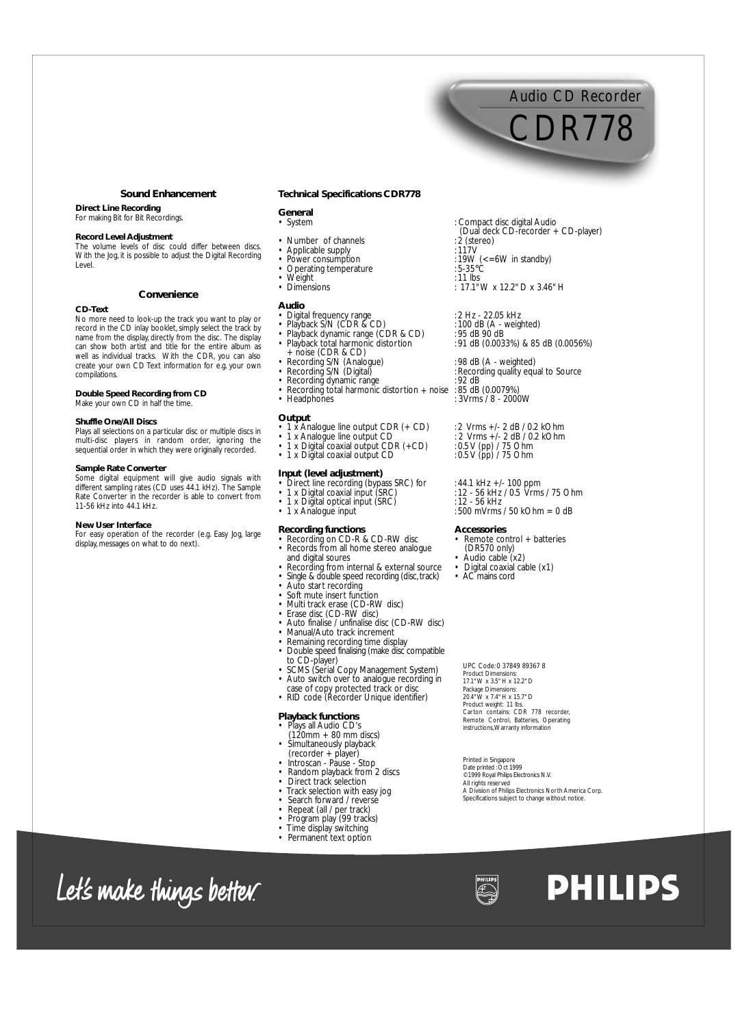# Audio CD Recorder
# CDR778

## Sound Enhancement

**Direct Line Recording**
For making Bit for Bit Recordings.

**Record Level Adjustment**
The volume levels of disc could differ between discs. With the Jog, it is possible to adjust the Digital Recording Level.

## Convenience

**CD-Text**
No more need to look-up the track you want to play or record in the CD inlay booklet, simply select the track by name from the display, directly from the disc. The display can show both artist and title for the entire album as well as individual tracks. With the CDR, you can also create your own CD Text information for e.g. your own compilations.

**Double Speed Recording from CD**
Make your own CD in half the time.

**Shuffle One/All Discs**
Plays all selections on a particular disc or multiple discs in multi-disc players in random order, ignoring the sequential order in which they were originally recorded.

**Sample Rate Converter**
Some digital equipment will give audio signals with different sampling rates (CD uses 44.1 kHz). The Sample Rate Converter in the recorder is able to convert from 11-56 kHz into 44.1 kHz.

**New User Interface**
For easy operation of the recorder (e.g. Easy Jog, large display, messages on what to do next).

## Technical Specifications CDR778

### General

- System : Compact disc digital Audio (Dual deck CD-recorder + CD-player)
- Number of channels : 2 (stereo)
- Applicable supply : 117V
- Power consumption : 19W (<=6W in standby)
- Operating temperature : 5-35°C
- Weight : 11 lbs
- Dimensions : 17.1"W x 12.2"D x 3.46"H

### Audio

- Digital frequency range : 2 Hz - 22.05 kHz
- Playback S/N (CDR & CD) : 100 dB (A - weighted)
- Playback dynamic range (CDR & CD) : 95 dB 90 dB
- Playback total harmonic distortion + noise (CDR & CD) : 91 dB (0.0033%) & 85 dB (0.0056%)
- Recording S/N (Analogue) : 98 dB (A - weighted)
- Recording S/N (Digital) : Recording quality equal to Source
- Recording dynamic range : 92 dB
- Recording total harmonic distortion + noise : 85 dB (0.0079%)
- Headphones : 3Vrms / 8 - 2000W

### Output

- 1 x Analogue line output CDR (+ CD) : 2 Vrms +/- 2 dB / 0.2 kOhm
- 1 x Analogue line output CD : 2 Vrms +/- 2 dB / 0.2 kOhm
- 1 x Digital coaxial output CDR (+CD) : 0.5V (pp) / 75 Ohm
- 1 x Digital coaxial output CD : 0.5V (pp) / 75 Ohm

### Input (level adjustment)

- Direct line recording (bypass SRC) for : 44.1 kHz +/- 100 ppm
- 1 x Digital coaxial input (SRC) : 12 - 56 kHz / 0.5 Vrms / 75 Ohm
- 1 x Digital optical input (SRC) : 12 - 56 kHz
- 1 x Analogue input : 500 mVrms / 50 kOhm = 0 dB

### Recording functions

- Recording on CD-R & CD-RW disc
- Records from all home stereo analogue and digital soures
- Recording from internal & external source
- Single & double speed recording (disc, track)
- Auto start recording
- Soft mute insert function
- Multi track erase (CD-RW disc)
- Erase disc (CD-RW disc)
- Auto finalise / unfinalise disc (CD-RW disc)
- Manual/Auto track increment
- Remaining recording time display
- Double speed finalising (make disc compatible to CD-player)
- SCMS (Serial Copy Management System)
- Auto switch over to analogue recording in case of copy protected track or disc
- RID code (Recorder Unique identifier)

### Playback functions

- Plays all Audio CD's (120mm + 80 mm discs)
- Simultaneously playback (recorder + player)
- Introscan - Pause - Stop
- Random playback from 2 discs
- Direct track selection
- Track selection with easy jog
- Search forward / reverse
- Repeat (all / per track)
- Program play (99 tracks)
- Time display switching
- Permanent text option

### Accessories

- Remote control + batteries (DR570 only)
- Audio cable (x2)
- Digital coaxial cable (x1)
- AC mains cord

UPC Code: 0 37849 89367 8
Product Dimensions:
17.1"W x 3.5"H x 12.2"D
Package Dimensions:
20.4"W x 7.4"H x 15.7"D
Product weight: 11 lbs.
Carton contains: CDR 778 recorder, Remote Control, Batteries, Operating instructions, Warranty information

Printed in Singapore
Date printed: Oct 1999
©1999 Royal Philips Electronics N.V.
All rights reserved
A Division of Philips Electronics North America Corp.
Specifications subject to change without notice.

Let's make things better.

PHILIPS